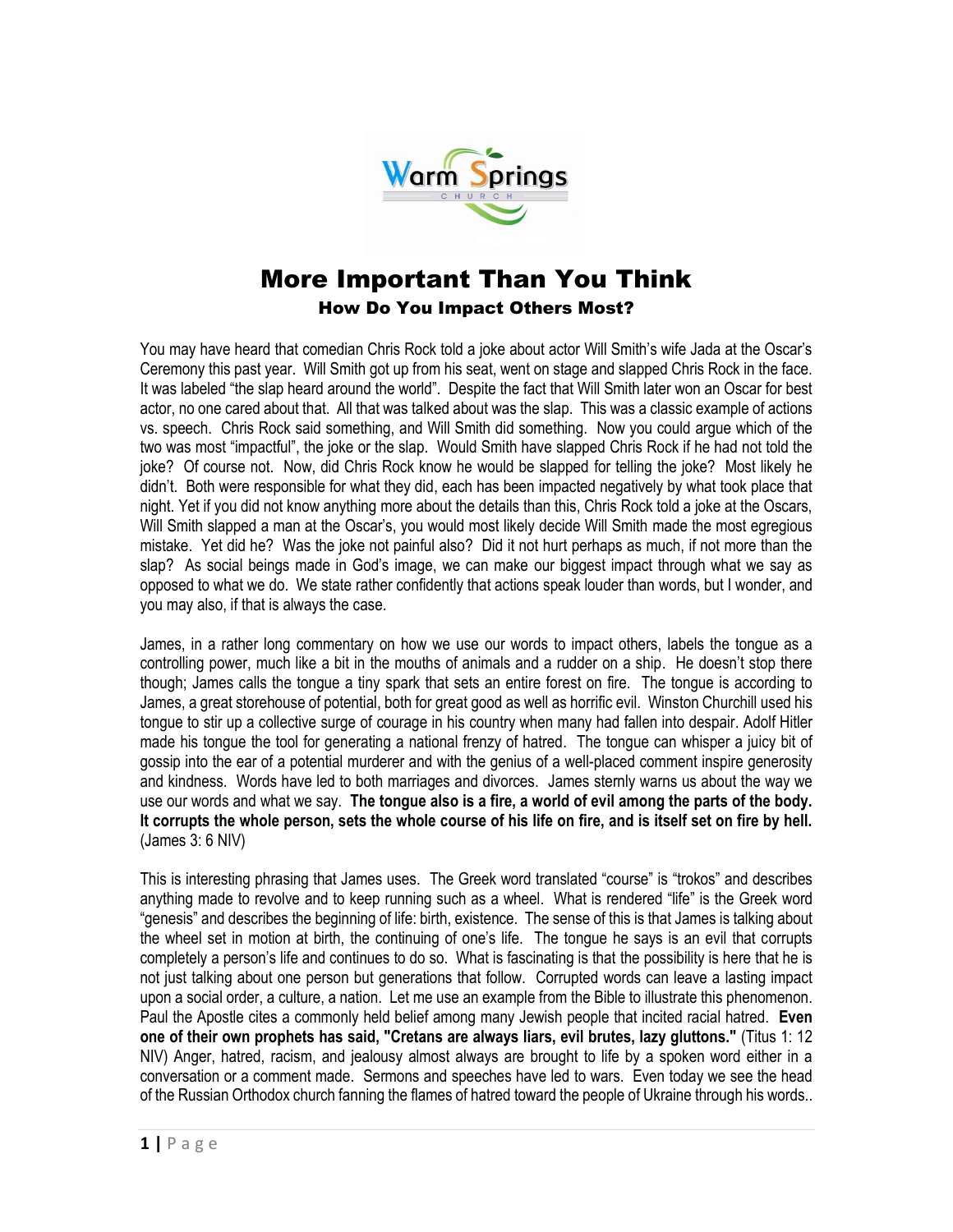# More Important Than You Think

## How Do You Impact Others Most?

You may have heard that comedian Chris Rock told a joke about actor Will Smith's wife Jada at the Oscar's Ceremony this past year. Will Smith got up from his seat, went on stage and slapped Chris Rock in the face. It was labeled "the slap heard around the world". Despite the fact that Will Smith later won an Oscar for best actor, no one cared about that. All that was talked about was the slap. This was a classic example of actions vs. speech. Chris Rock said something, and Will Smith did something. Now you could argue which of the two was most "impactful", the joke or the slap. Would Smith have slapped Chris Rock if he had not told the joke? Of course not. Now, did Chris Rock know he would be slapped for telling the joke? Most likely he didn't. Both were responsible for what they did, each has been impacted negatively by what took place that night. Yet if you did not know anything more about the details than this, Chris Rock told a joke at the Oscars, Will Smith slapped a man at the Oscar's, you would most likely decide Will Smith made the most egregious mistake. Yet did he? Was the joke not painful also? Did it not hurt perhaps as much, if not more than the slap? As social beings made in God's image, we can make our biggest impact through what we say as opposed to what we do. We state rather confidently that actions speak louder than words, but I wonder, and you may also, if that is always the case.

James, in a rather long commentary on how we use our words to impact others, labels the tongue as a controlling power, much like a bit in the mouths of animals and a rudder on a ship. He doesn't stop there though; James calls the tongue a tiny spark that sets an entire forest on fire. The tongue is according to James, a great storehouse of potential, both for great good as well as horrific evil. Winston Churchill used his tongue to stir up a collective surge of courage in his country when many had fallen into despair. Adolf Hitler made his tongue the tool for generating a national frenzy of hatred. The tongue can whisper a juicy bit of gossip into the ear of a potential murderer and with the genius of a well-placed comment inspire generosity and kindness. Words have led to both marriages and divorces. James sternly warns us about the way we use our words and what we say. **The tongue also is a fire, a world of evil among the parts of the body. It corrupts the whole person, sets the whole course of his life on fire, and is itself set on fire by hell.** (James 3: 6 NIV)

This is interesting phrasing that James uses. The Greek word translated "course" is "trokos" and describes anything made to revolve and to keep running such as a wheel. What is rendered "life" is the Greek word "genesis" and describes the beginning of life: birth, existence. The sense of this is that James is talking about the wheel set in motion at birth, the continuing of one's life. The tongue he says is an evil that corrupts completely a person's life and continues to do so. What is fascinating is that the possibility is here that he is not just talking about one person but generations that follow. Corrupted words can leave a lasting impact upon a social order, a culture, a nation. Let me use an example from the Bible to illustrate this phenomenon. Paul the Apostle cites a commonly held belief among many Jewish people that incited racial hatred. **Even one of their own prophets has said, "Cretans are always liars, evil brutes, lazy gluttons."** (Titus 1: 12 NIV) Anger, hatred, racism, and jealousy almost always are brought to life by a spoken word either in a conversation or a comment made. Sermons and speeches have led to wars. Even today we see the head of the Russian Orthodox church fanning the flames of hatred toward the people of Ukraine through his words..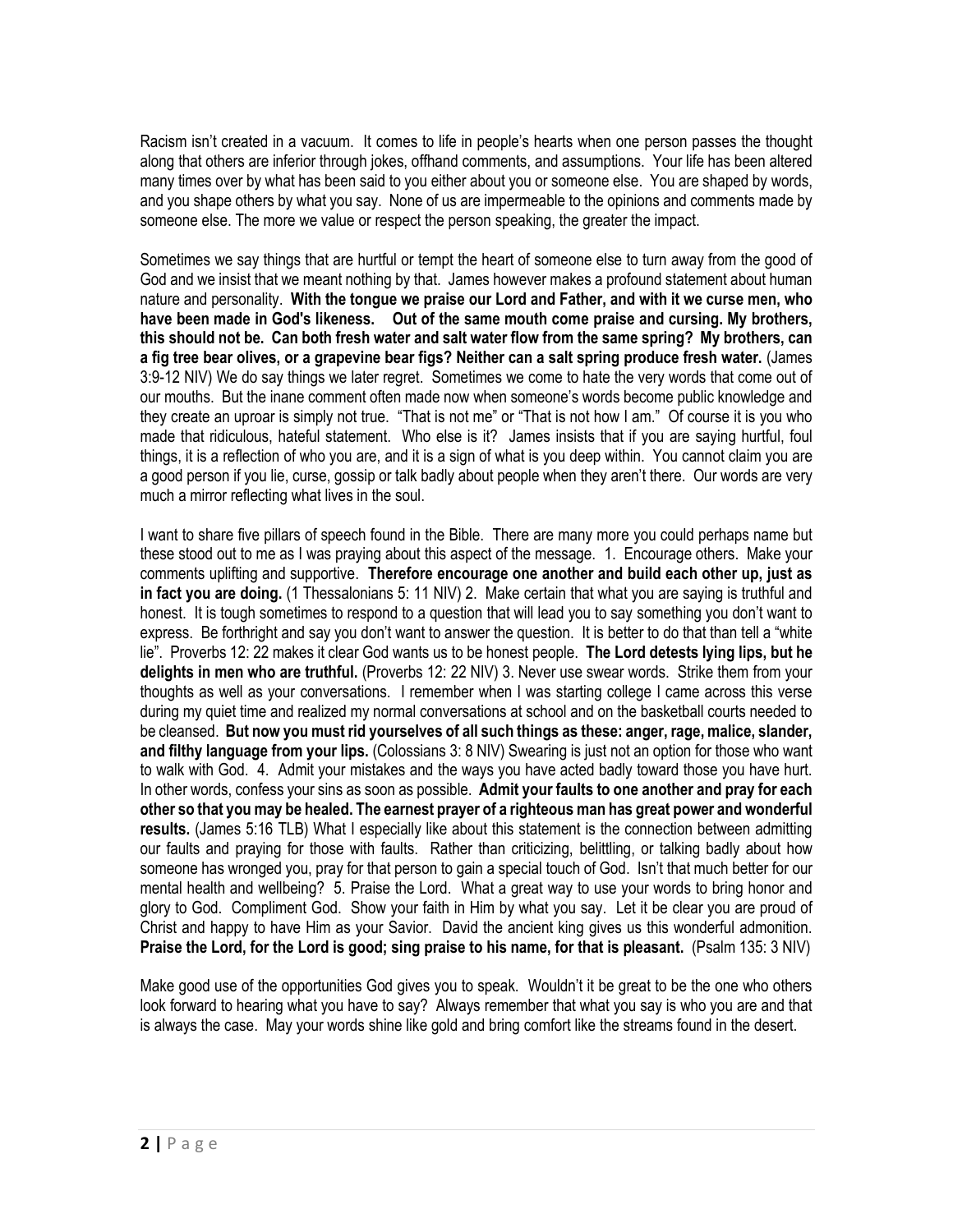Racism isn't created in a vacuum. It comes to life in people's hearts when one person passes the thought along that others are inferior through jokes, offhand comments, and assumptions. Your life has been altered many times over by what has been said to you either about you or someone else. You are shaped by words, and you shape others by what you say. None of us are impermeable to the opinions and comments made by someone else. The more we value or respect the person speaking, the greater the impact.

Sometimes we say things that are hurtful or tempt the heart of someone else to turn away from the good of God and we insist that we meant nothing by that. James however makes a profound statement about human nature and personality. **With the tongue we praise our Lord and Father, and with it we curse men, who have been made in God's likeness. Out of the same mouth come praise and cursing. My brothers, this should not be. Can both fresh water and salt water flow from the same spring? My brothers, can a fig tree bear olives, or a grapevine bear figs? Neither can a salt spring produce fresh water.** (James 3:9-12 NIV) We do say things we later regret. Sometimes we come to hate the very words that come out of our mouths. But the inane comment often made now when someone's words become public knowledge and they create an uproar is simply not true. "That is not me" or "That is not how I am." Of course it is you who made that ridiculous, hateful statement. Who else is it? James insists that if you are saying hurtful, foul things, it is a reflection of who you are, and it is a sign of what is you deep within. You cannot claim you are a good person if you lie, curse, gossip or talk badly about people when they aren't there. Our words are very much a mirror reflecting what lives in the soul.

I want to share five pillars of speech found in the Bible. There are many more you could perhaps name but these stood out to me as I was praying about this aspect of the message. 1. Encourage others. Make your comments uplifting and supportive. **Therefore encourage one another and build each other up, just as in fact you are doing.** (1 Thessalonians 5: 11 NIV) 2. Make certain that what you are saying is truthful and honest. It is tough sometimes to respond to a question that will lead you to say something you don't want to express. Be forthright and say you don't want to answer the question. It is better to do that than tell a "white lie". Proverbs 12: 22 makes it clear God wants us to be honest people. **The Lord detests lying lips, but he delights in men who are truthful.** (Proverbs 12: 22 NIV) 3. Never use swear words. Strike them from your thoughts as well as your conversations. I remember when I was starting college I came across this verse during my quiet time and realized my normal conversations at school and on the basketball courts needed to be cleansed. **But now you must rid yourselves of all such things as these: anger, rage, malice, slander, and filthy language from your lips.** (Colossians 3: 8 NIV) Swearing is just not an option for those who want to walk with God. 4. Admit your mistakes and the ways you have acted badly toward those you have hurt. In other words, confess your sins as soon as possible. **Admit your faults to one another and pray for each other so that you may be healed. The earnest prayer of a righteous man has great power and wonderful results.** (James 5:16 TLB) What I especially like about this statement is the connection between admitting our faults and praying for those with faults. Rather than criticizing, belittling, or talking badly about how someone has wronged you, pray for that person to gain a special touch of God. Isn't that much better for our mental health and wellbeing? 5. Praise the Lord. What a great way to use your words to bring honor and glory to God. Compliment God. Show your faith in Him by what you say. Let it be clear you are proud of Christ and happy to have Him as your Savior. David the ancient king gives us this wonderful admonition. **Praise the Lord, for the Lord is good; sing praise to his name, for that is pleasant.** (Psalm 135: 3 NIV)

Make good use of the opportunities God gives you to speak. Wouldn't it be great to be the one who others look forward to hearing what you have to say? Always remember that what you say is who you are and that is always the case. May your words shine like gold and bring comfort like the streams found in the desert.